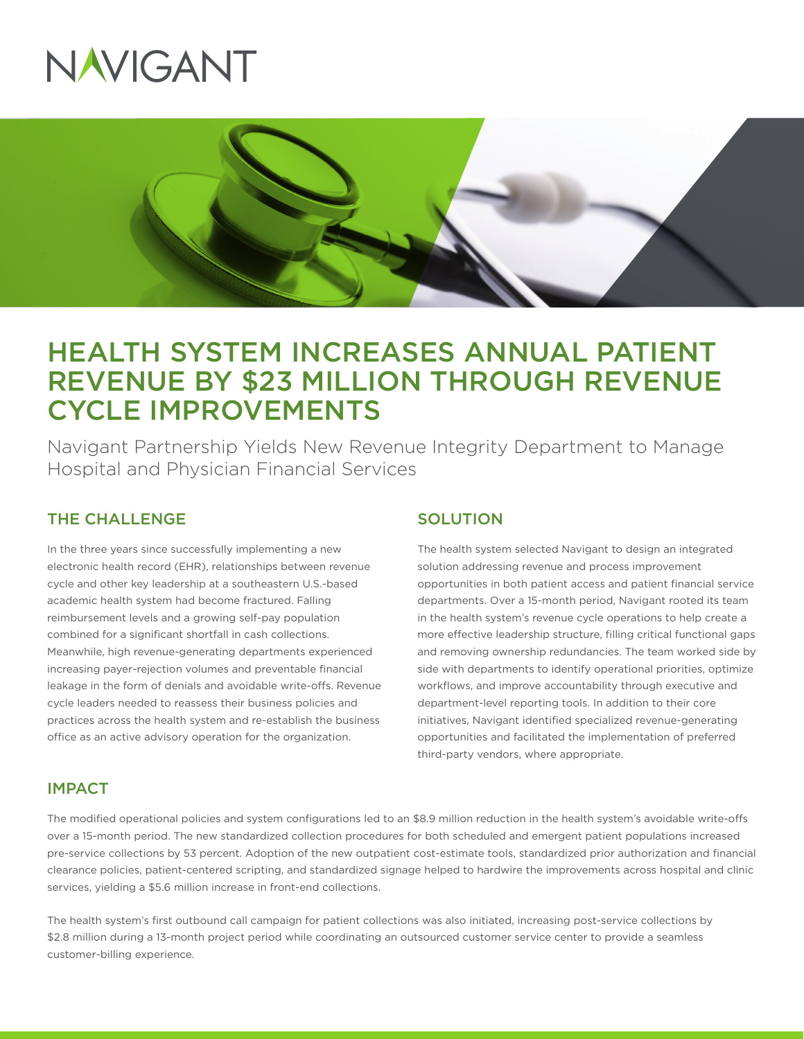NAVIGANT

# HEALTH SYSTEM INCREASES ANNUAL PATIENT REVENUE BY $23 MILLION THROUGH REVENUE CYCLE IMPROVEMENTS

Navigant Partnership Yields New Revenue Integrity Department to Manage Hospital and Physician Financial Services

## THE CHALLENGE

In the three years since successfully implementing a new electronic health record (EHR), relationships between revenue cycle and other key leadership at a southeastern U.S.-based academic health system had become fractured. Falling reimbursement levels and a growing self-pay population combined for a significant shortfall in cash collections. Meanwhile, high revenue-generating departments experienced increasing payer-rejection volumes and preventable financial leakage in the form of denials and avoidable write-offs. Revenue cycle leaders needed to reassess their business policies and practices across the health system and re-establish the business office as an active advisory operation for the organization.

## SOLUTION

The health system selected Navigant to design an integrated solution addressing revenue and process improvement opportunities in both patient access and patient financial service departments. Over a 15-month period, Navigant rooted its team in the health system's revenue cycle operations to help create a more effective leadership structure, filling critical functional gaps and removing ownership redundancies. The team worked side by side with departments to identify operational priorities, optimize workflows, and improve accountability through executive and department-level reporting tools. In addition to their core initiatives, Navigant identified specialized revenue-generating opportunities and facilitated the implementation of preferred third-party vendors, where appropriate.

## IMPACT

The modified operational policies and system configurations led to an $8.9 million reduction in the health system's avoidable write-offs over a 15-month period. The new standardized collection procedures for both scheduled and emergent patient populations increased pre-service collections by 53 percent. Adoption of the new outpatient cost-estimate tools, standardized prior authorization and financial clearance policies, patient-centered scripting, and standardized signage helped to hardwire the improvements across hospital and clinic services, yielding a $5.6 million increase in front-end collections.

The health system's first outbound call campaign for patient collections was also initiated, increasing post-service collections by $2.8 million during a 13-month project period while coordinating an outsourced customer service center to provide a seamless customer-billing experience.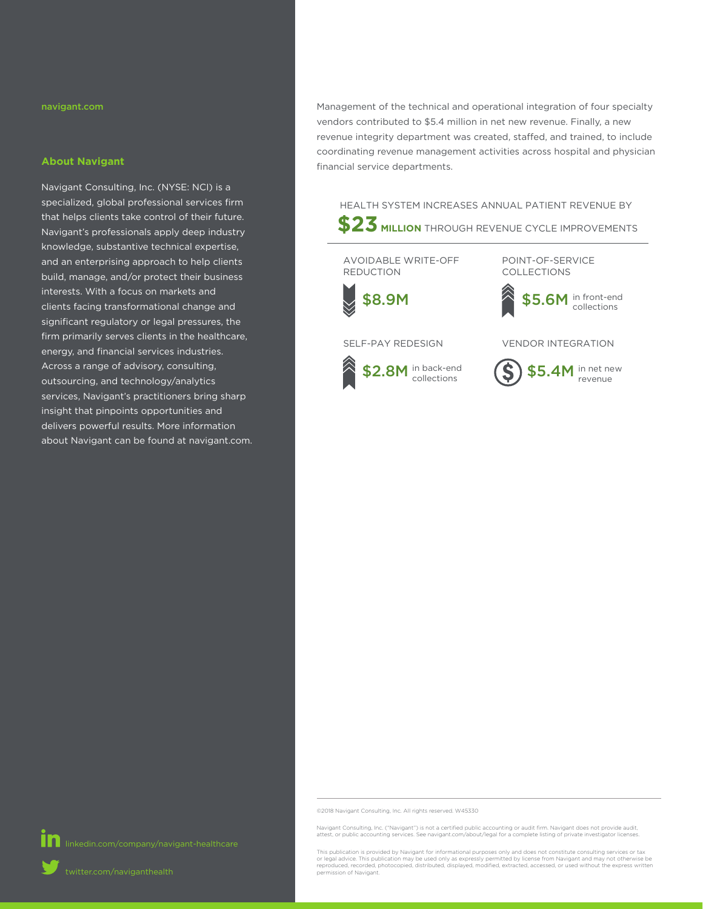navigant.com

## About Navigant

Navigant Consulting, Inc. (NYSE: NCI) is a specialized, global professional services firm that helps clients take control of their future. Navigant's professionals apply deep industry knowledge, substantive technical expertise, and an enterprising approach to help clients build, manage, and/or protect their business interests. With a focus on markets and clients facing transformational change and significant regulatory or legal pressures, the firm primarily serves clients in the healthcare, energy, and financial services industries. Across a range of advisory, consulting, outsourcing, and technology/analytics services, Navigant's practitioners bring sharp insight that pinpoints opportunities and delivers powerful results. More information about Navigant can be found at navigant.com.

Management of the technical and operational integration of four specialty vendors contributed to $5.4 million in net new revenue. Finally, a new revenue integrity department was created, staffed, and trained, to include coordinating revenue management activities across hospital and physician financial service departments.

HEALTH SYSTEM INCREASES ANNUAL PATIENT REVENUE BY **$23 MILLION** THROUGH REVENUE CYCLE IMPROVEMENTS

AVOIDABLE WRITE-OFF REDUCTION

$8.9M

POINT-OF-SERVICE COLLECTIONS

$5.6M in front-end collections

SELF-PAY REDESIGN

$2.8M in back-end collections

VENDOR INTEGRATION

$5.4M in net new revenue

linkedin.com/company/navigant-healthcare

twitter.com/naviganthealth

©2018 Navigant Consulting, Inc. All rights reserved. W45330

Navigant Consulting, Inc. ("Navigant") is not a certified public accounting or audit firm. Navigant does not provide audit, attest, or public accounting services. See navigant.com/about/legal for a complete listing of private investigator licenses.

This publication is provided by Navigant for informational purposes only and does not constitute consulting services or tax or legal advice. This publication may be used only as expressly permitted by license from Navigant and may not otherwise be reproduced, recorded, photocopied, distributed, displayed, modified, extracted, accessed, or used without the express written permission of Navigant.